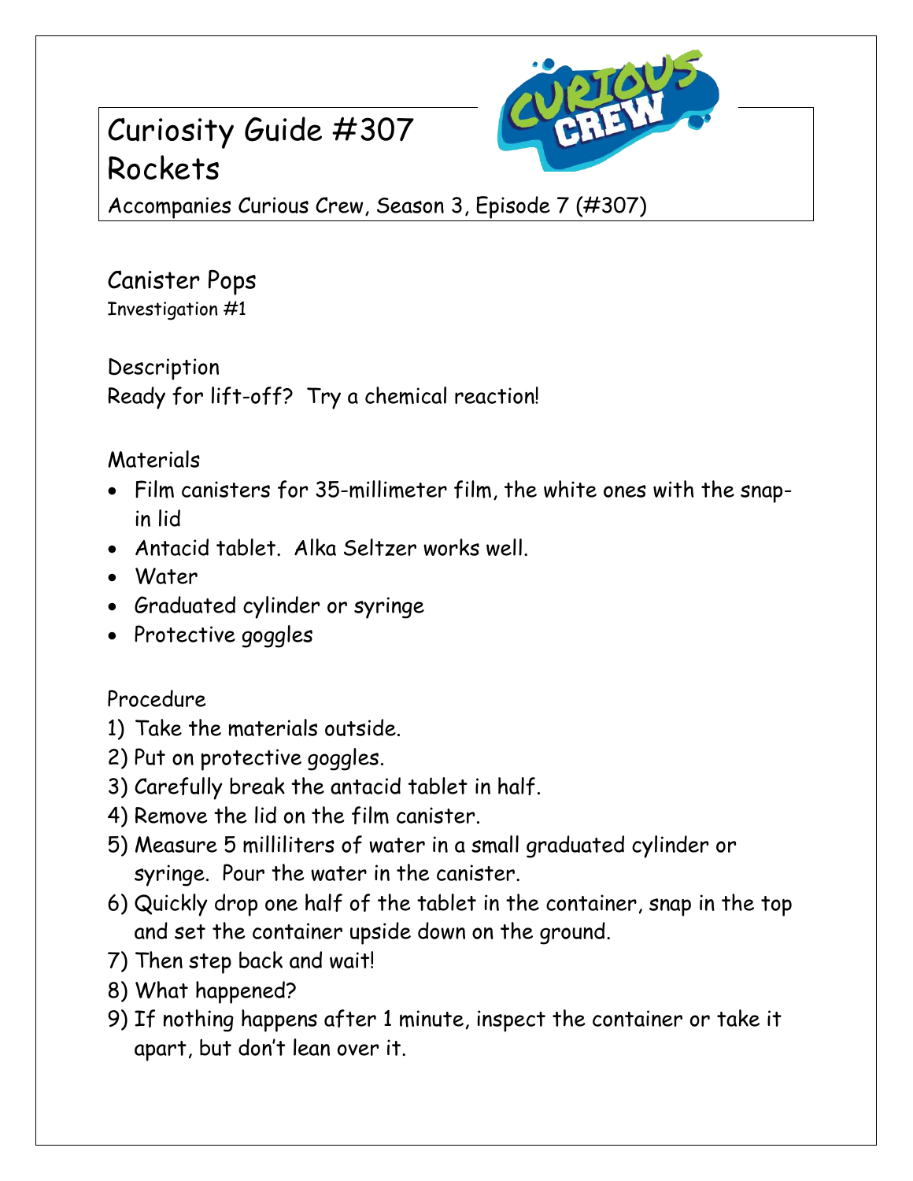# Curiosity Guide #307
# Rockets

Accompanies Curious Crew, Season 3, Episode 7 (#307)

## Canister Pops

Investigation #1

### Description

Ready for lift-off? Try a chemical reaction!

### Materials

- Film canisters for 35-millimeter film, the white ones with the snap-in lid
- Antacid tablet. Alka Seltzer works well.
- Water
- Graduated cylinder or syringe
- Protective goggles

### Procedure

1) Take the materials outside.
2) Put on protective goggles.
3) Carefully break the antacid tablet in half.
4) Remove the lid on the film canister.
5) Measure 5 milliliters of water in a small graduated cylinder or syringe. Pour the water in the canister.
6) Quickly drop one half of the tablet in the container, snap in the top and set the container upside down on the ground.
7) Then step back and wait!
8) What happened?
9) If nothing happens after 1 minute, inspect the container or take it apart, but don't lean over it.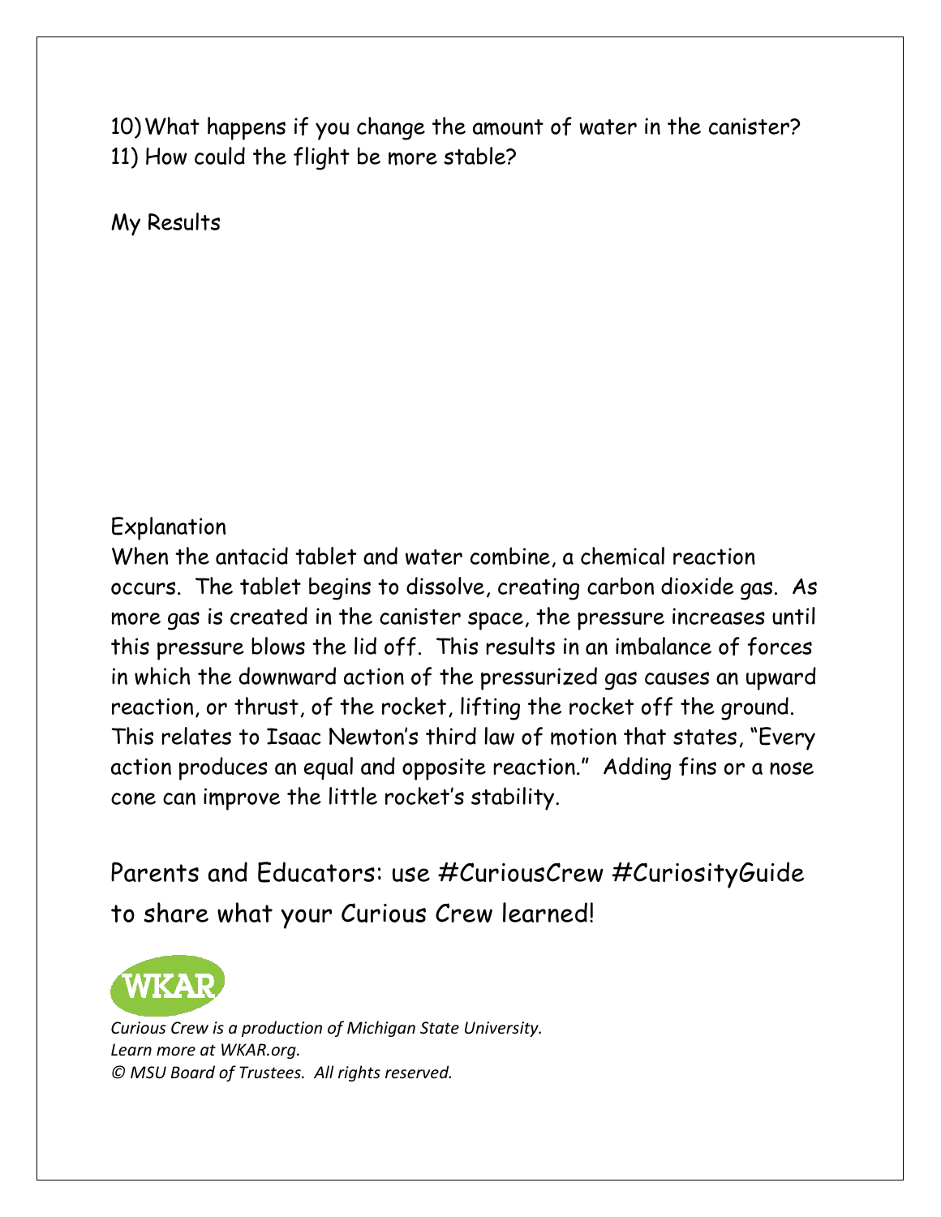10) What happens if you change the amount of water in the canister?
11) How could the flight be more stable?

My Results

Explanation

When the antacid tablet and water combine, a chemical reaction occurs. The tablet begins to dissolve, creating carbon dioxide gas. As more gas is created in the canister space, the pressure increases until this pressure blows the lid off. This results in an imbalance of forces in which the downward action of the pressurized gas causes an upward reaction, or thrust, of the rocket, lifting the rocket off the ground. This relates to Isaac Newton's third law of motion that states, "Every action produces an equal and opposite reaction." Adding fins or a nose cone can improve the little rocket's stability.

Parents and Educators: use #CuriousCrew #CuriosityGuide to share what your Curious Crew learned!

WKAR

*Curious Crew is a production of Michigan State University.*
*Learn more at WKAR.org.*
*© MSU Board of Trustees. All rights reserved.*